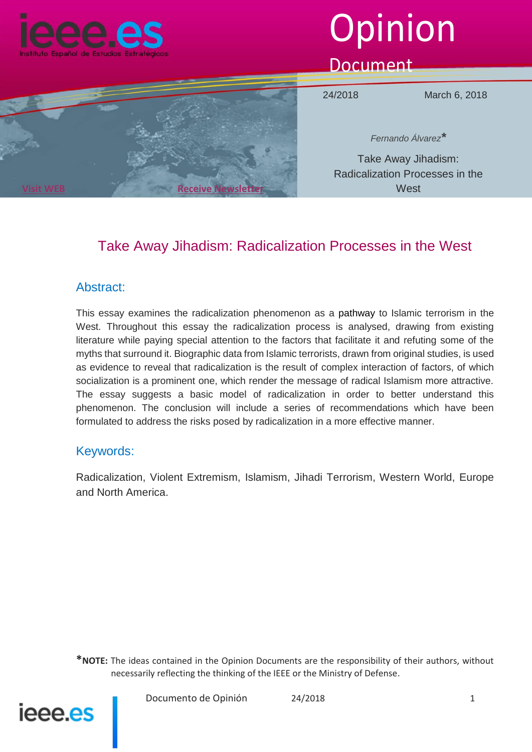# Opinion Document

24/2018 March 6, 2018

*Fernando Álvarez**

Take Away Jihadism: Radicalization Processes in the West

Visit WEB Receive Newsletter

## Take Away Jihadism: Radicalization Processes in the West

### Abstract:

This essay examines the radicalization phenomenon as a pathway to Islamic terrorism in the West. Throughout this essay the radicalization process is analysed, drawing from existing literature while paying special attention to the factors that facilitate it and refuting some of the myths that surround it. Biographic data from Islamic terrorists, drawn from original studies, is used as evidence to reveal that radicalization is the result of complex interaction of factors, of which socialization is a prominent one, which render the message of radical Islamism more attractive. The essay suggests a basic model of radicalization in order to better understand this phenomenon. The conclusion will include a series of recommendations which have been formulated to address the risks posed by radicalization in a more effective manner.

### Keywords:

Radicalization, Violent Extremism, Islamism, Jihadi Terrorism, Western World, Europe and North America.

***NOTE:** The ideas contained in the Opinion Documents are the responsibility of their authors, without necessarily reflecting the thinking of the IEEE or the Ministry of Defense.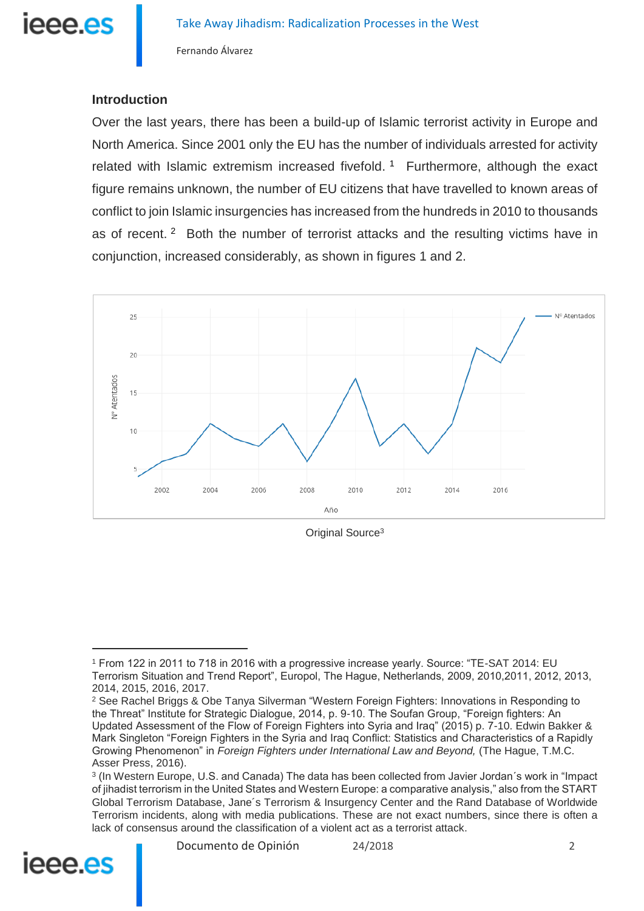## Introduction

Over the last years, there has been a build-up of Islamic terrorist activity in Europe and North America. Since 2001 only the EU has the number of individuals arrested for activity related with Islamic extremism increased fivefold. [1] Furthermore, although the exact figure remains unknown, the number of EU citizens that have travelled to known areas of conflict to join Islamic insurgencies has increased from the hundreds in 2010 to thousands as of recent. [2] Both the number of terrorist attacks and the resulting victims have in conjunction, increased considerably, as shown in figures 1 and 2.

Nº Atentados

25
20
15
10
5

2002 2004 2006 2008 2010 2012 2014 2016

Año

Original Source[3]

---

[1] From 122 in 2011 to 718 in 2016 with a progressive increase yearly. Source: "TE-SAT 2014: EU Terrorism Situation and Trend Report", Europol, The Hague, Netherlands, 2009, 2010,2011, 2012, 2013, 2014, 2015, 2016, 2017.

[2] See Rachel Briggs & Obe Tanya Silverman "Western Foreign Fighters: Innovations in Responding to the Threat" Institute for Strategic Dialogue, 2014, p. 9-10. The Soufan Group, "Foreign fighters: An Updated Assessment of the Flow of Foreign Fighters into Syria and Iraq" (2015) p. 7-10. Edwin Bakker & Mark Singleton "Foreign Fighters in the Syria and Iraq Conflict: Statistics and Characteristics of a Rapidly Growing Phenomenon" in *Foreign Fighters under International Law and Beyond,* (The Hague, T.M.C. Asser Press, 2016).

[3] (In Western Europe, U.S. and Canada) The data has been collected from Javier Jordan´s work in "Impact of jihadist terrorism in the United States and Western Europe: a comparative analysis," also from the START Global Terrorism Database, Jane´s Terrorism & Insurgency Center and the Rand Database of Worldwide Terrorism incidents, along with media publications. These are not exact numbers, since there is often a lack of consensus around the classification of a violent act as a terrorist attack.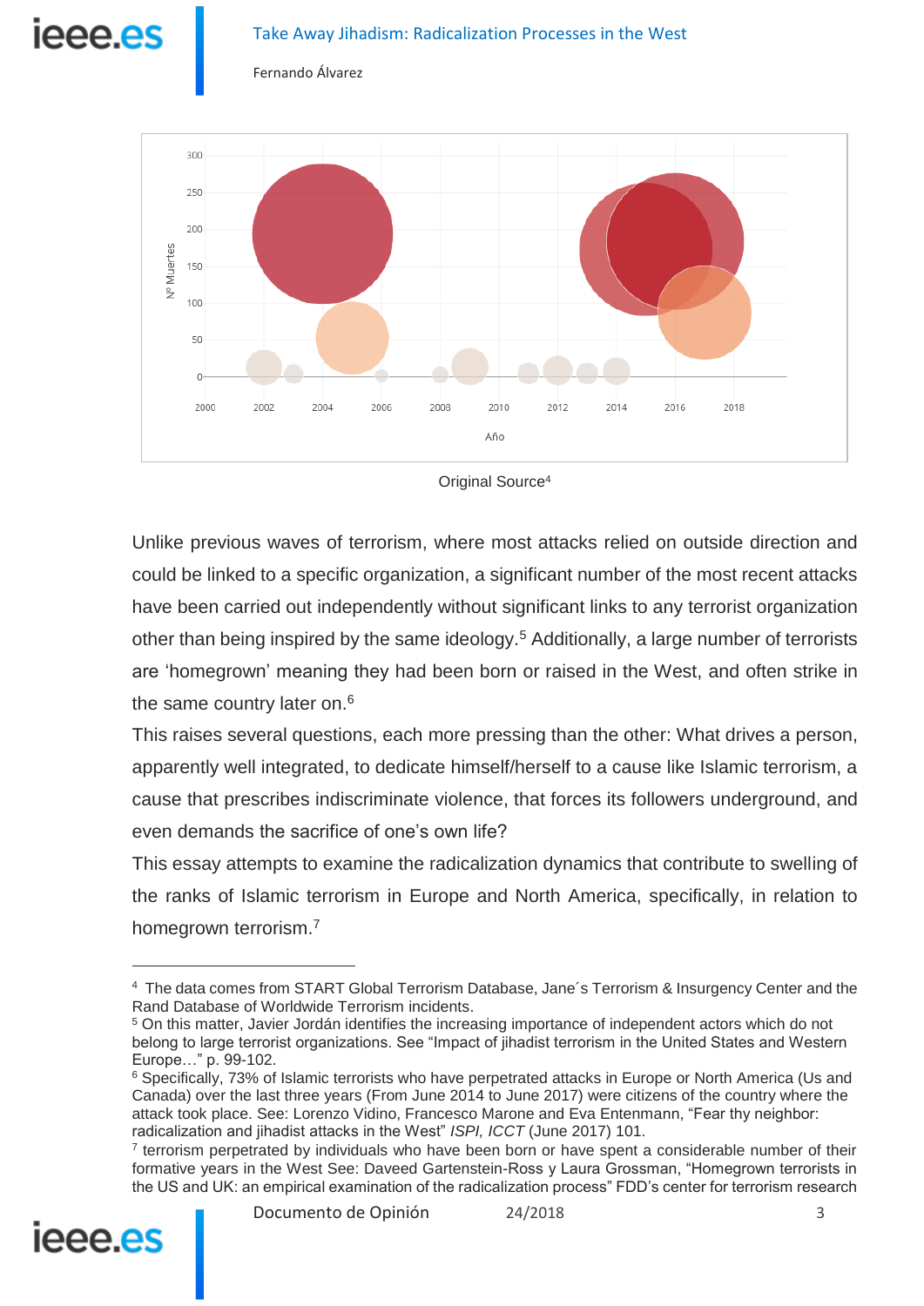300
250
200
150
100
50
0

Nº Muertes

2000
2002
2004
2006
2008
2010
2012
2014
2016
2018

Año

Original Source[4]

Unlike previous waves of terrorism, where most attacks relied on outside direction and could be linked to a specific organization, a significant number of the most recent attacks have been carried out independently without significant links to any terrorist organization other than being inspired by the same ideology.[5] Additionally, a large number of terrorists are 'homegrown' meaning they had been born or raised in the West, and often strike in the same country later on.[6]

This raises several questions, each more pressing than the other: What drives a person, apparently well integrated, to dedicate himself/herself to a cause like Islamic terrorism, a cause that prescribes indiscriminate violence, that forces its followers underground, and even demands the sacrifice of one's own life?

This essay attempts to examine the radicalization dynamics that contribute to swelling of the ranks of Islamic terrorism in Europe and North America, specifically, in relation to homegrown terrorism.[7]

---

[4] The data comes from START Global Terrorism Database, Jane´s Terrorism & Insurgency Center and the Rand Database of Worldwide Terrorism incidents.

[5] On this matter, Javier Jordán identifies the increasing importance of independent actors which do not belong to large terrorist organizations. See "Impact of jihadist terrorism in the United States and Western Europe…" p. 99-102.

[6] Specifically, 73% of Islamic terrorists who have perpetrated attacks in Europe or North America (Us and Canada) over the last three years (From June 2014 to June 2017) were citizens of the country where the attack took place. See: Lorenzo Vidino, Francesco Marone and Eva Entenmann, "Fear thy neighbor: radicalization and jihadist attacks in the West" *ISPI, ICCT* (June 2017) 101.

[7] terrorism perpetrated by individuals who have been born or have spent a considerable number of their formative years in the West See: Daveed Gartenstein-Ross y Laura Grossman, "Homegrown terrorists in the US and UK: an empirical examination of the radicalization process" FDD's center for terrorism research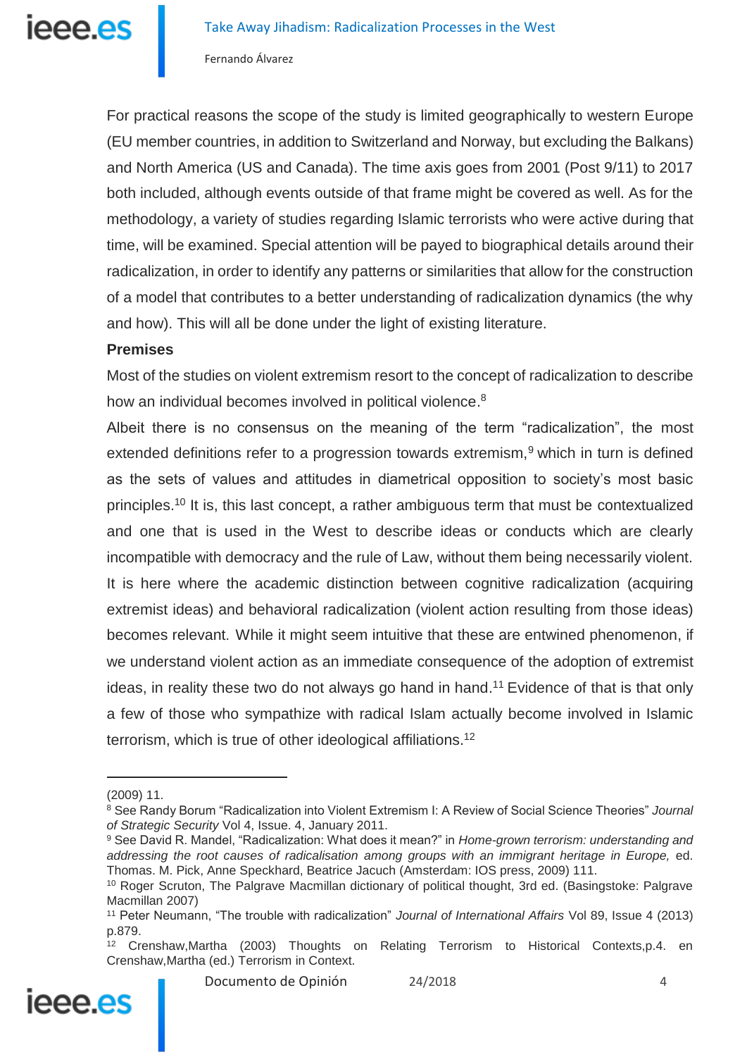For practical reasons the scope of the study is limited geographically to western Europe (EU member countries, in addition to Switzerland and Norway, but excluding the Balkans) and North America (US and Canada). The time axis goes from 2001 (Post 9/11) to 2017 both included, although events outside of that frame might be covered as well. As for the methodology, a variety of studies regarding Islamic terrorists who were active during that time, will be examined. Special attention will be payed to biographical details around their radicalization, in order to identify any patterns or similarities that allow for the construction of a model that contributes to a better understanding of radicalization dynamics (the why and how). This will all be done under the light of existing literature.

**Premises**

Most of the studies on violent extremism resort to the concept of radicalization to describe how an individual becomes involved in political violence.[8]

Albeit there is no consensus on the meaning of the term "radicalization", the most extended definitions refer to a progression towards extremism,[9] which in turn is defined as the sets of values and attitudes in diametrical opposition to society's most basic principles.[10] It is, this last concept, a rather ambiguous term that must be contextualized and one that is used in the West to describe ideas or conducts which are clearly incompatible with democracy and the rule of Law, without them being necessarily violent. It is here where the academic distinction between cognitive radicalization (acquiring extremist ideas) and behavioral radicalization (violent action resulting from those ideas) becomes relevant. While it might seem intuitive that these are entwined phenomenon, if we understand violent action as an immediate consequence of the adoption of extremist ideas, in reality these two do not always go hand in hand.[11] Evidence of that is that only a few of those who sympathize with radical Islam actually become involved in Islamic terrorism, which is true of other ideological affiliations.[12]

---

(2009) 11.

[8] See Randy Borum "Radicalization into Violent Extremism I: A Review of Social Science Theories" *Journal of Strategic Security* Vol 4, Issue. 4, January 2011.

[9] See David R. Mandel, "Radicalization: What does it mean?" in *Home-grown terrorism: understanding and addressing the root causes of radicalisation among groups with an immigrant heritage in Europe,* ed. Thomas. M. Pick, Anne Speckhard, Beatrice Jacuch (Amsterdam: IOS press, 2009) 111.

[10] Roger Scruton, The Palgrave Macmillan dictionary of political thought, 3rd ed. (Basingstoke: Palgrave Macmillan 2007)

[11] Peter Neumann, "The trouble with radicalization" *Journal of International Affairs* Vol 89, Issue 4 (2013) p.879.

[12] Crenshaw,Martha (2003) Thoughts on Relating Terrorism to Historical Contexts,p.4. en Crenshaw,Martha (ed.) Terrorism in Context.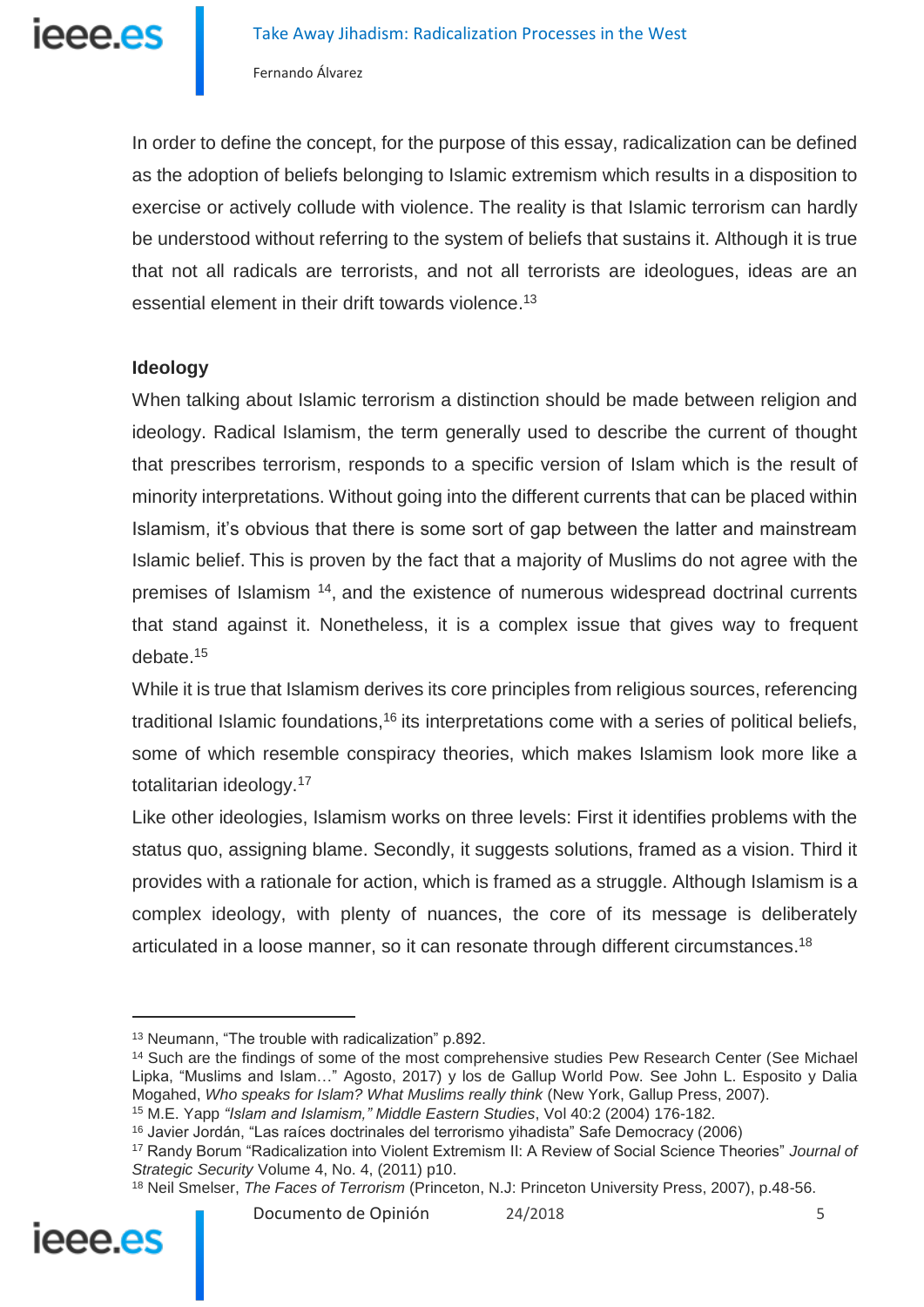In order to define the concept, for the purpose of this essay, radicalization can be defined as the adoption of beliefs belonging to Islamic extremism which results in a disposition to exercise or actively collude with violence. The reality is that Islamic terrorism can hardly be understood without referring to the system of beliefs that sustains it. Although it is true that not all radicals are terrorists, and not all terrorists are ideologues, ideas are an essential element in their drift towards violence.[13]

## Ideology

When talking about Islamic terrorism a distinction should be made between religion and ideology. Radical Islamism, the term generally used to describe the current of thought that prescribes terrorism, responds to a specific version of Islam which is the result of minority interpretations. Without going into the different currents that can be placed within Islamism, it's obvious that there is some sort of gap between the latter and mainstream Islamic belief. This is proven by the fact that a majority of Muslims do not agree with the premises of Islamism [14], and the existence of numerous widespread doctrinal currents that stand against it. Nonetheless, it is a complex issue that gives way to frequent debate.[15]

While it is true that Islamism derives its core principles from religious sources, referencing traditional Islamic foundations,[16] its interpretations come with a series of political beliefs, some of which resemble conspiracy theories, which makes Islamism look more like a totalitarian ideology.[17]

Like other ideologies, Islamism works on three levels: First it identifies problems with the status quo, assigning blame. Secondly, it suggests solutions, framed as a vision. Third it provides with a rationale for action, which is framed as a struggle. Although Islamism is a complex ideology, with plenty of nuances, the core of its message is deliberately articulated in a loose manner, so it can resonate through different circumstances.[18]

---

[13] Neumann, "The trouble with radicalization" p.892.

[14] Such are the findings of some of the most comprehensive studies Pew Research Center (See Michael Lipka, "Muslims and Islam…" Agosto, 2017) y los de Gallup World Pow. See John L. Esposito y Dalia Mogahed, *Who speaks for Islam? What Muslims really think* (New York, Gallup Press, 2007).

[15] M.E. Yapp *"Islam and Islamism," Middle Eastern Studies*, Vol 40:2 (2004) 176-182.

[16] Javier Jordán, "Las raíces doctrinales del terrorismo yihadista" Safe Democracy (2006)

[17] Randy Borum "Radicalization into Violent Extremism II: A Review of Social Science Theories" *Journal of Strategic Security* Volume 4, No. 4, (2011) p10.

[18] Neil Smelser, *The Faces of Terrorism* (Princeton, N.J: Princeton University Press, 2007), p.48-56.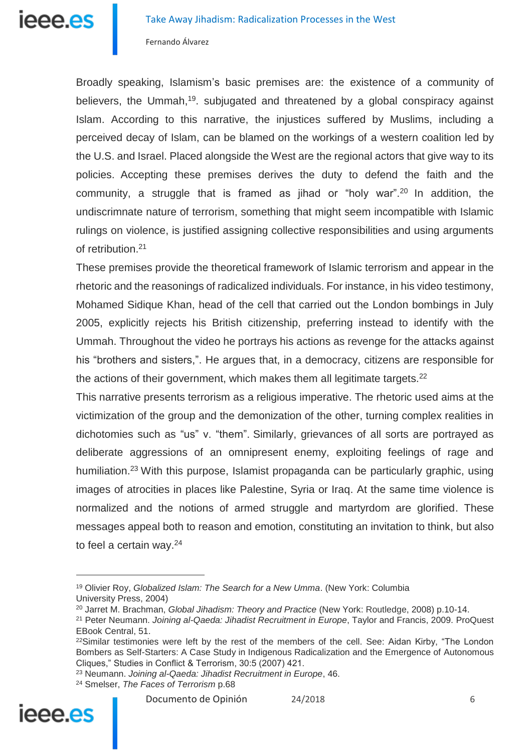Broadly speaking, Islamism's basic premises are: the existence of a community of believers, the Ummah,[19]. subjugated and threatened by a global conspiracy against Islam. According to this narrative, the injustices suffered by Muslims, including a perceived decay of Islam, can be blamed on the workings of a western coalition led by the U.S. and Israel. Placed alongside the West are the regional actors that give way to its policies. Accepting these premises derives the duty to defend the faith and the community, a struggle that is framed as jihad or "holy war".[20] In addition, the undiscrimnate nature of terrorism, something that might seem incompatible with Islamic rulings on violence, is justified assigning collective responsibilities and using arguments of retribution.[21]

These premises provide the theoretical framework of Islamic terrorism and appear in the rhetoric and the reasonings of radicalized individuals. For instance, in his video testimony, Mohamed Sidique Khan, head of the cell that carried out the London bombings in July 2005, explicitly rejects his British citizenship, preferring instead to identify with the Ummah. Throughout the video he portrays his actions as revenge for the attacks against his "brothers and sisters,". He argues that, in a democracy, citizens are responsible for the actions of their government, which makes them all legitimate targets.[22]

This narrative presents terrorism as a religious imperative. The rhetoric used aims at the victimization of the group and the demonization of the other, turning complex realities in dichotomies such as "us" v. "them". Similarly, grievances of all sorts are portrayed as deliberate aggressions of an omnipresent enemy, exploiting feelings of rage and humiliation.[23] With this purpose, Islamist propaganda can be particularly graphic, using images of atrocities in places like Palestine, Syria or Iraq. At the same time violence is normalized and the notions of armed struggle and martyrdom are glorified. These messages appeal both to reason and emotion, constituting an invitation to think, but also to feel a certain way.[24]

---

[19] Olivier Roy, *Globalized Islam: The Search for a New Umma*. (New York: Columbia University Press, 2004)

[20] Jarret M. Brachman, *Global Jihadism: Theory and Practice* (New York: Routledge, 2008) p.10-14.

[21] Peter Neumann. *Joining al-Qaeda: Jihadist Recruitment in Europe*, Taylor and Francis, 2009. ProQuest EBook Central, 51.

[22] Similar testimonies were left by the rest of the members of the cell. See: Aidan Kirby, "The London Bombers as Self-Starters: A Case Study in Indigenous Radicalization and the Emergence of Autonomous Cliques," Studies in Conflict & Terrorism, 30:5 (2007) 421.

[23] Neumann. *Joining al-Qaeda: Jihadist Recruitment in Europe*, 46.

[24] Smelser, *The Faces of Terrorism* p.68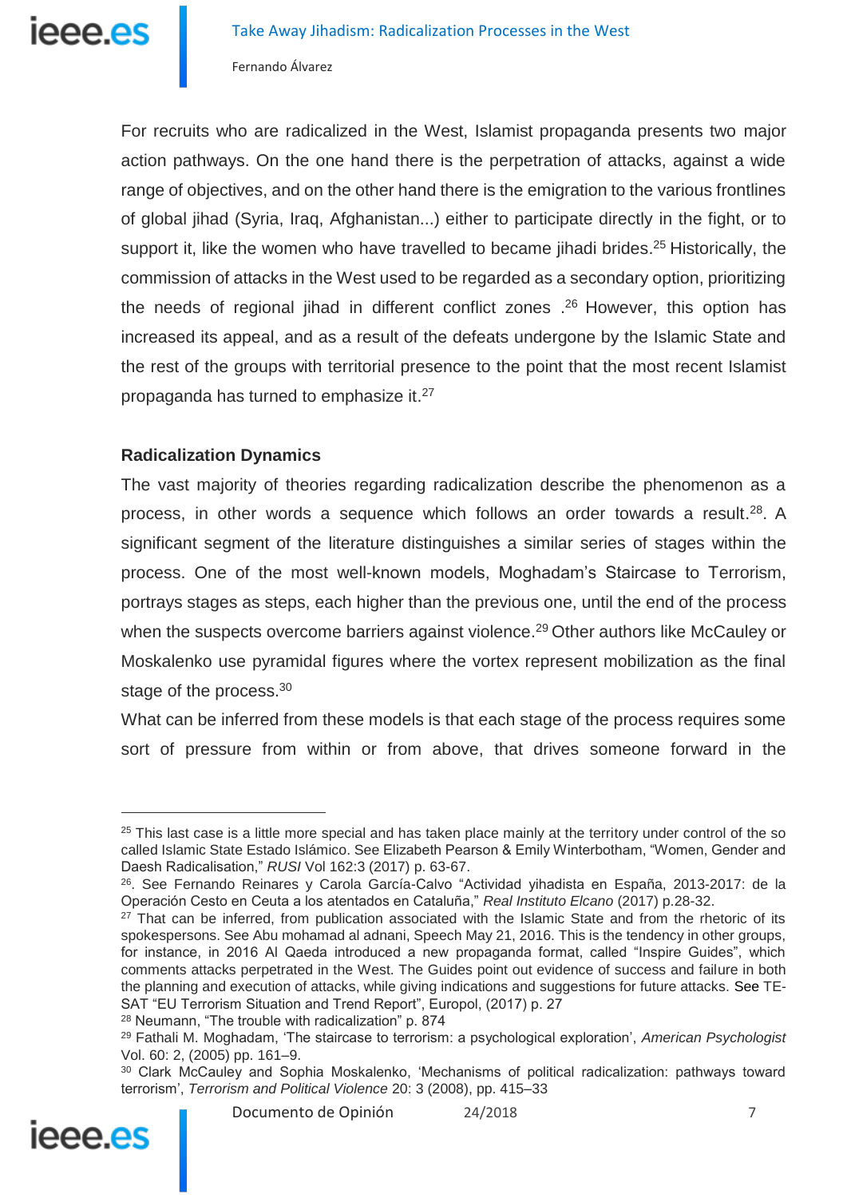For recruits who are radicalized in the West, Islamist propaganda presents two major action pathways. On the one hand there is the perpetration of attacks, against a wide range of objectives, and on the other hand there is the emigration to the various frontlines of global jihad (Syria, Iraq, Afghanistan...) either to participate directly in the fight, or to support it, like the women who have travelled to became jihadi brides.[25] Historically, the commission of attacks in the West used to be regarded as a secondary option, prioritizing the needs of regional jihad in different conflict zones .[26] However, this option has increased its appeal, and as a result of the defeats undergone by the Islamic State and the rest of the groups with territorial presence to the point that the most recent Islamist propaganda has turned to emphasize it.[27]

## Radicalization Dynamics

The vast majority of theories regarding radicalization describe the phenomenon as a process, in other words a sequence which follows an order towards a result.[28]. A significant segment of the literature distinguishes a similar series of stages within the process. One of the most well-known models, Moghadam's Staircase to Terrorism, portrays stages as steps, each higher than the previous one, until the end of the process when the suspects overcome barriers against violence.[29] Other authors like McCauley or Moskalenko use pyramidal figures where the vortex represent mobilization as the final stage of the process.[30]

What can be inferred from these models is that each stage of the process requires some sort of pressure from within or from above, that drives someone forward in the

---

[25] This last case is a little more special and has taken place mainly at the territory under control of the so called Islamic State Estado Islámico. See Elizabeth Pearson & Emily Winterbotham, "Women, Gender and Daesh Radicalisation," *RUSI* Vol 162:3 (2017) p. 63-67.

[26]. See Fernando Reinares y Carola García-Calvo "Actividad yihadista en España, 2013-2017: de la Operación Cesto en Ceuta a los atentados en Cataluña," *Real Instituto Elcano* (2017) p.28-32.

[27] That can be inferred, from publication associated with the Islamic State and from the rhetoric of its spokespersons. See Abu mohamad al adnani, Speech May 21, 2016. This is the tendency in other groups, for instance, in 2016 Al Qaeda introduced a new propaganda format, called "Inspire Guides", which comments attacks perpetrated in the West. The Guides point out evidence of success and failure in both the planning and execution of attacks, while giving indications and suggestions for future attacks. See TE-SAT "EU Terrorism Situation and Trend Report", Europol, (2017) p. 27

[28] Neumann, "The trouble with radicalization" p. 874

[29] Fathali M. Moghadam, 'The staircase to terrorism: a psychological exploration', *American Psychologist* Vol. 60: 2, (2005) pp. 161–9.

[30] Clark McCauley and Sophia Moskalenko, 'Mechanisms of political radicalization: pathways toward terrorism', *Terrorism and Political Violence* 20: 3 (2008), pp. 415–33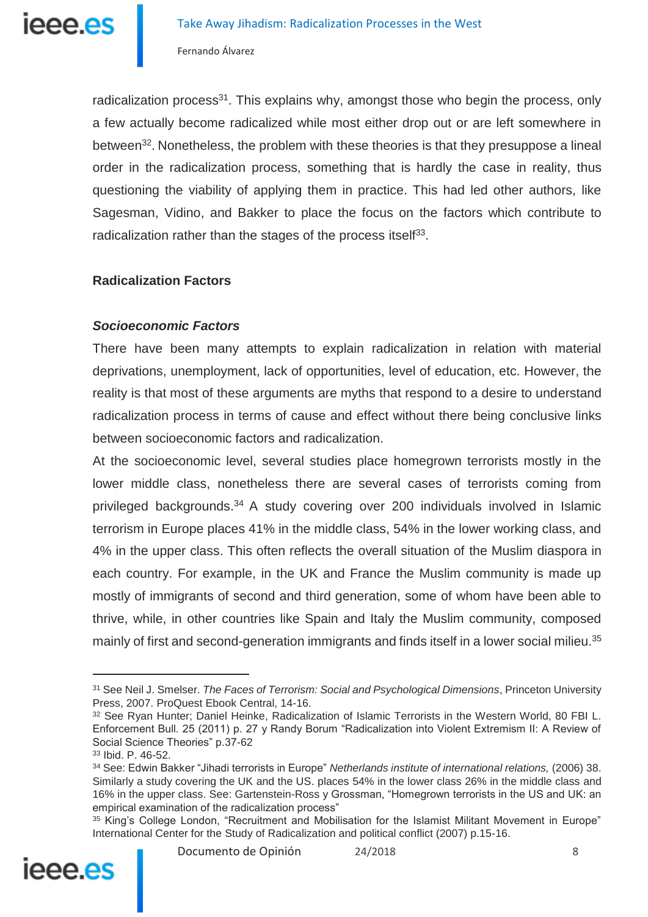radicalization process[31]. This explains why, amongst those who begin the process, only a few actually become radicalized while most either drop out or are left somewhere in between[32]. Nonetheless, the problem with these theories is that they presuppose a lineal order in the radicalization process, something that is hardly the case in reality, thus questioning the viability of applying them in practice. This had led other authors, like Sagesman, Vidino, and Bakker to place the focus on the factors which contribute to radicalization rather than the stages of the process itself[33].

## Radicalization Factors

### *Socioeconomic Factors*

There have been many attempts to explain radicalization in relation with material deprivations, unemployment, lack of opportunities, level of education, etc. However, the reality is that most of these arguments are myths that respond to a desire to understand radicalization process in terms of cause and effect without there being conclusive links between socioeconomic factors and radicalization.

At the socioeconomic level, several studies place homegrown terrorists mostly in the lower middle class, nonetheless there are several cases of terrorists coming from privileged backgrounds.[34] A study covering over 200 individuals involved in Islamic terrorism in Europe places 41% in the middle class, 54% in the lower working class, and 4% in the upper class. This often reflects the overall situation of the Muslim diaspora in each country. For example, in the UK and France the Muslim community is made up mostly of immigrants of second and third generation, some of whom have been able to thrive, while, in other countries like Spain and Italy the Muslim community, composed mainly of first and second-generation immigrants and finds itself in a lower social milieu.[35]

---

[31] See Neil J. Smelser. *The Faces of Terrorism: Social and Psychological Dimensions*, Princeton University Press, 2007. ProQuest Ebook Central, 14-16.

[32] See Ryan Hunter; Daniel Heinke, Radicalization of Islamic Terrorists in the Western World, 80 FBI L. Enforcement Bull. 25 (2011) p. 27 y Randy Borum "Radicalization into Violent Extremism II: A Review of Social Science Theories" p.37-62

[33] Ibid. P. 46-52.

[34] See: Edwin Bakker "Jihadi terrorists in Europe" *Netherlands institute of international relations,* (2006) 38. Similarly a study covering the UK and the US. places 54% in the lower class 26% in the middle class and 16% in the upper class. See: Gartenstein-Ross y Grossman, "Homegrown terrorists in the US and UK: an empirical examination of the radicalization process"

[35] King's College London, "Recruitment and Mobilisation for the Islamist Militant Movement in Europe" International Center for the Study of Radicalization and political conflict (2007) p.15-16.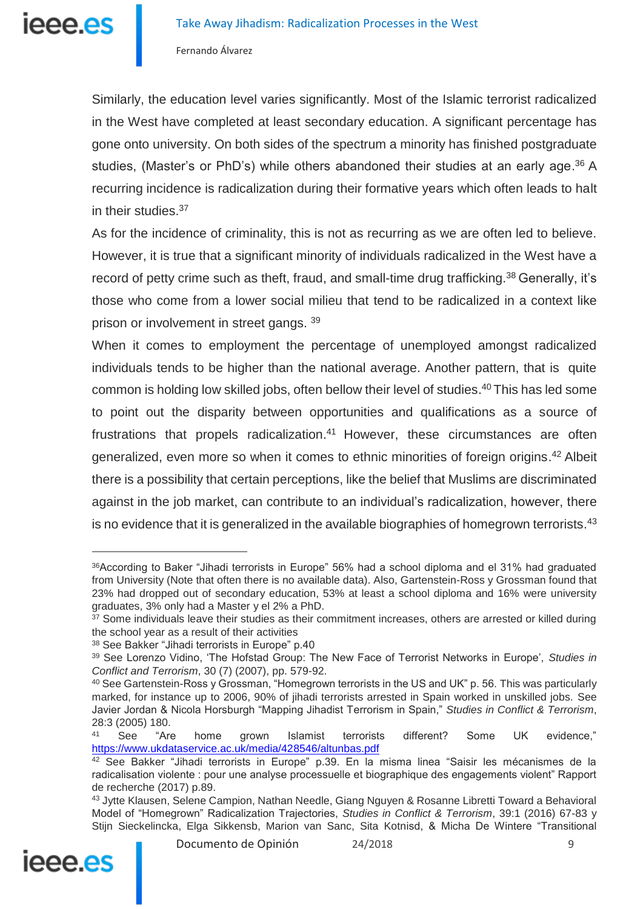Similarly, the education level varies significantly. Most of the Islamic terrorist radicalized in the West have completed at least secondary education. A significant percentage has gone onto university. On both sides of the spectrum a minority has finished postgraduate studies, (Master's or PhD's) while others abandoned their studies at an early age.[36] A recurring incidence is radicalization during their formative years which often leads to halt in their studies.[37]

As for the incidence of criminality, this is not as recurring as we are often led to believe. However, it is true that a significant minority of individuals radicalized in the West have a record of petty crime such as theft, fraud, and small-time drug trafficking.[38] Generally, it's those who come from a lower social milieu that tend to be radicalized in a context like prison or involvement in street gangs. [39]

When it comes to employment the percentage of unemployed amongst radicalized individuals tends to be higher than the national average. Another pattern, that is quite common is holding low skilled jobs, often bellow their level of studies.[40] This has led some to point out the disparity between opportunities and qualifications as a source of frustrations that propels radicalization.[41] However, these circumstances are often generalized, even more so when it comes to ethnic minorities of foreign origins.[42] Albeit there is a possibility that certain perceptions, like the belief that Muslims are discriminated against in the job market, can contribute to an individual's radicalization, however, there is no evidence that it is generalized in the available biographies of homegrown terrorists.[43]

---

[36] According to Baker "Jihadi terrorists in Europe" 56% had a school diploma and el 31% had graduated from University (Note that often there is no available data). Also, Gartenstein-Ross y Grossman found that 23% had dropped out of secondary education, 53% at least a school diploma and 16% were university graduates, 3% only had a Master y el 2% a PhD.

[37] Some individuals leave their studies as their commitment increases, others are arrested or killed during the school year as a result of their activities

[38] See Bakker "Jihadi terrorists in Europe" p.40

[39] See Lorenzo Vidino, 'The Hofstad Group: The New Face of Terrorist Networks in Europe', *Studies in Conflict and Terrorism*, 30 (7) (2007), pp. 579-92.

[40] See Gartenstein-Ross y Grossman, "Homegrown terrorists in the US and UK" p. 56. This was particularly marked, for instance up to 2006, 90% of jihadi terrorists arrested in Spain worked in unskilled jobs. See Javier Jordan & Nicola Horsburgh "Mapping Jihadist Terrorism in Spain," *Studies in Conflict & Terrorism*, 28:3 (2005) 180.

[41] See "Are home grown Islamist terrorists different? Some UK evidence," https://www.ukdataservice.ac.uk/media/428546/altunbas.pdf

[42] See Bakker "Jihadi terrorists in Europe" p.39. En la misma linea "Saisir les mécanismes de la radicalisation violente : pour une analyse processuelle et biographique des engagements violent" Rapport de recherche (2017) p.89.

[43] Jytte Klausen, Selene Campion, Nathan Needle, Giang Nguyen & Rosanne Libretti Toward a Behavioral Model of "Homegrown" Radicalization Trajectories, *Studies in Conflict & Terrorism*, 39:1 (2016) 67-83 y Stijn Sieckelincka, Elga Sikkensb, Marion van Sanc, Sita Kotnisd, & Micha De Wintere "Transitional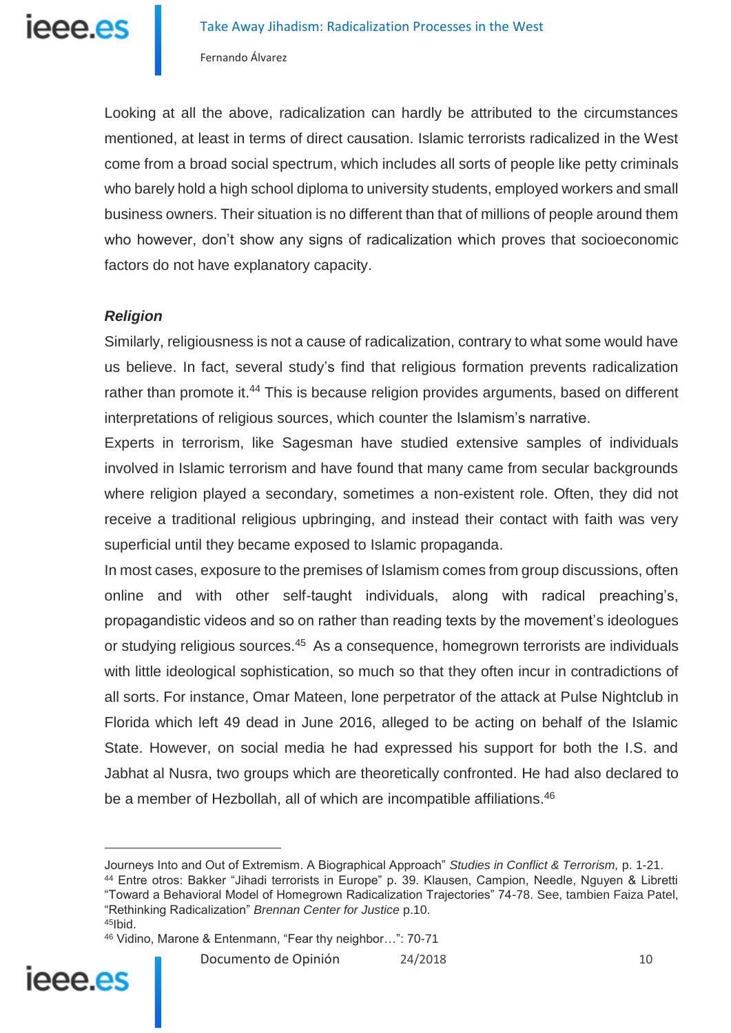Looking at all the above, radicalization can hardly be attributed to the circumstances mentioned, at least in terms of direct causation. Islamic terrorists radicalized in the West come from a broad social spectrum, which includes all sorts of people like petty criminals who barely hold a high school diploma to university students, employed workers and small business owners. Their situation is no different than that of millions of people around them who however, don't show any signs of radicalization which proves that socioeconomic factors do not have explanatory capacity.

### *Religion*

Similarly, religiousness is not a cause of radicalization, contrary to what some would have us believe. In fact, several study's find that religious formation prevents radicalization rather than promote it.[44] This is because religion provides arguments, based on different interpretations of religious sources, which counter the Islamism's narrative.

Experts in terrorism, like Sagesman have studied extensive samples of individuals involved in Islamic terrorism and have found that many came from secular backgrounds where religion played a secondary, sometimes a non-existent role. Often, they did not receive a traditional religious upbringing, and instead their contact with faith was very superficial until they became exposed to Islamic propaganda.

In most cases, exposure to the premises of Islamism comes from group discussions, often online and with other self-taught individuals, along with radical preaching's, propagandistic videos and so on rather than reading texts by the movement's ideologues or studying religious sources.[45] As a consequence, homegrown terrorists are individuals with little ideological sophistication, so much so that they often incur in contradictions of all sorts. For instance, Omar Mateen, lone perpetrator of the attack at Pulse Nightclub in Florida which left 49 dead in June 2016, alleged to be acting on behalf of the Islamic State. However, on social media he had expressed his support for both the I.S. and Jabhat al Nusra, two groups which are theoretically confronted. He had also declared to be a member of Hezbollah, all of which are incompatible affiliations.[46]

---

Journeys Into and Out of Extremism. A Biographical Approach" *Studies in Conflict & Terrorism,* p. 1-21.

[44] Entre otros: Bakker "Jihadi terrorists in Europe" p. 39. Klausen, Campion, Needle, Nguyen & Libretti "Toward a Behavioral Model of Homegrown Radicalization Trajectories" 74-78. See, tambien Faiza Patel, "Rethinking Radicalization" *Brennan Center for Justice* p.10.

[45] Ibid.

[46] Vidino, Marone & Entenmann, "Fear thy neighbor…": 70-71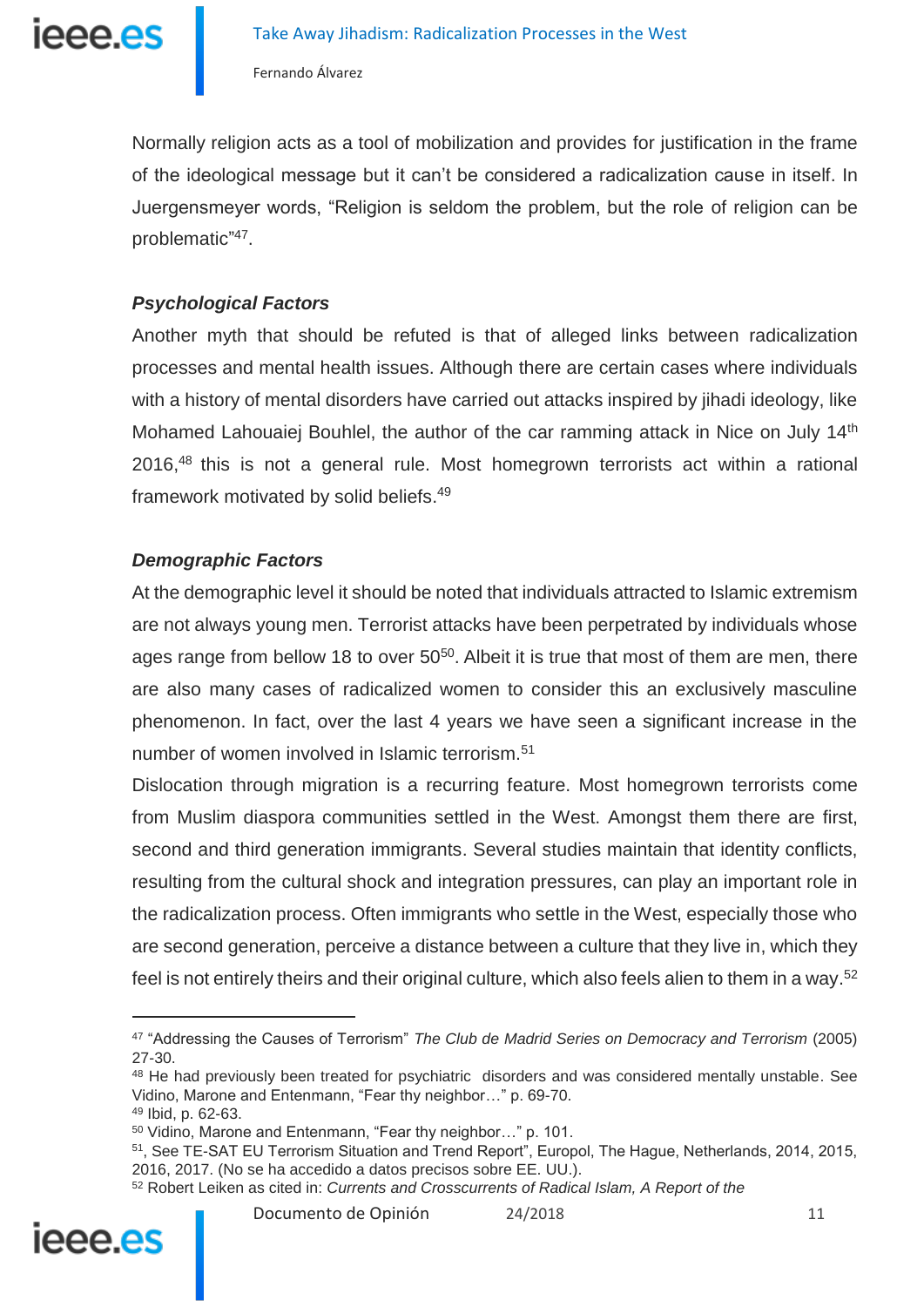Normally religion acts as a tool of mobilization and provides for justification in the frame of the ideological message but it can't be considered a radicalization cause in itself. In Juergensmeyer words, "Religion is seldom the problem, but the role of religion can be problematic"[47].

### *Psychological Factors*

Another myth that should be refuted is that of alleged links between radicalization processes and mental health issues. Although there are certain cases where individuals with a history of mental disorders have carried out attacks inspired by jihadi ideology, like Mohamed Lahouaiej Bouhlel, the author of the car ramming attack in Nice on July 14th 2016,[48] this is not a general rule. Most homegrown terrorists act within a rational framework motivated by solid beliefs.[49]

### *Demographic Factors*

At the demographic level it should be noted that individuals attracted to Islamic extremism are not always young men. Terrorist attacks have been perpetrated by individuals whose ages range from bellow 18 to over 50[50]. Albeit it is true that most of them are men, there are also many cases of radicalized women to consider this an exclusively masculine phenomenon. In fact, over the last 4 years we have seen a significant increase in the number of women involved in Islamic terrorism.[51]

Dislocation through migration is a recurring feature. Most homegrown terrorists come from Muslim diaspora communities settled in the West. Amongst them there are first, second and third generation immigrants. Several studies maintain that identity conflicts, resulting from the cultural shock and integration pressures, can play an important role in the radicalization process. Often immigrants who settle in the West, especially those who are second generation, perceive a distance between a culture that they live in, which they feel is not entirely theirs and their original culture, which also feels alien to them in a way.[52]

---

[47] "Addressing the Causes of Terrorism" *The Club de Madrid Series on Democracy and Terrorism* (2005) 27-30.

[48] He had previously been treated for psychiatric disorders and was considered mentally unstable. See Vidino, Marone and Entenmann, "Fear thy neighbor…" p. 69-70.

[49] Ibid, p. 62-63.

[50] Vidino, Marone and Entenmann, "Fear thy neighbor…" p. 101.

[51], See TE-SAT EU Terrorism Situation and Trend Report", Europol, The Hague, Netherlands, 2014, 2015, 2016, 2017. (No se ha accedido a datos precisos sobre EE. UU.).

[52] Robert Leiken as cited in: *Currents and Crosscurrents of Radical Islam, A Report of the*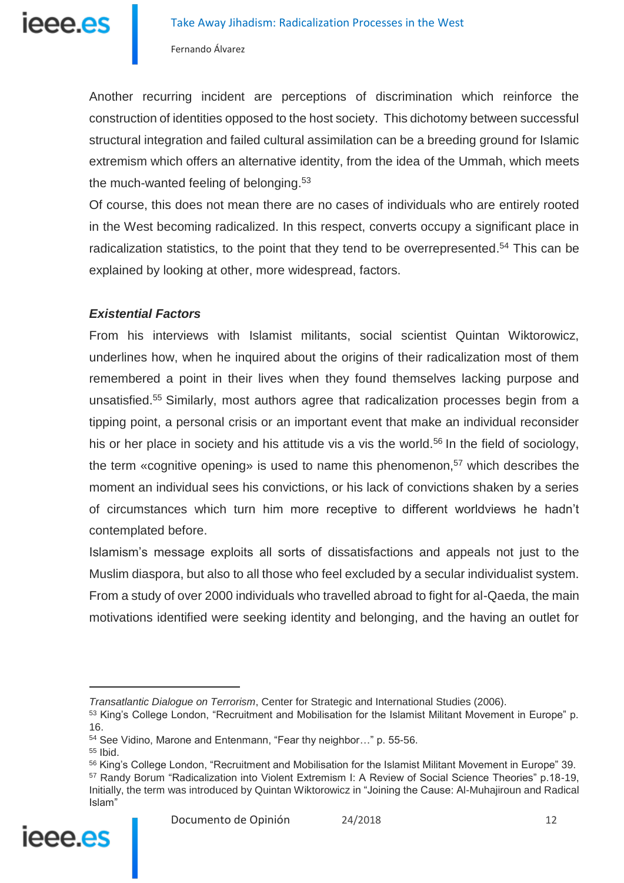Another recurring incident are perceptions of discrimination which reinforce the construction of identities opposed to the host society. This dichotomy between successful structural integration and failed cultural assimilation can be a breeding ground for Islamic extremism which offers an alternative identity, from the idea of the Ummah, which meets the much-wanted feeling of belonging.[53]

Of course, this does not mean there are no cases of individuals who are entirely rooted in the West becoming radicalized. In this respect, converts occupy a significant place in radicalization statistics, to the point that they tend to be overrepresented.[54] This can be explained by looking at other, more widespread, factors.

***Existential Factors***

From his interviews with Islamist militants, social scientist Quintan Wiktorowicz, underlines how, when he inquired about the origins of their radicalization most of them remembered a point in their lives when they found themselves lacking purpose and unsatisfied.[55] Similarly, most authors agree that radicalization processes begin from a tipping point, a personal crisis or an important event that make an individual reconsider his or her place in society and his attitude vis a vis the world.[56] In the field of sociology, the term «cognitive opening» is used to name this phenomenon,[57] which describes the moment an individual sees his convictions, or his lack of convictions shaken by a series of circumstances which turn him more receptive to different worldviews he hadn't contemplated before.

Islamism's message exploits all sorts of dissatisfactions and appeals not just to the Muslim diaspora, but also to all those who feel excluded by a secular individualist system. From a study of over 2000 individuals who travelled abroad to fight for al-Qaeda, the main motivations identified were seeking identity and belonging, and the having an outlet for

---

*Transatlantic Dialogue on Terrorism*, Center for Strategic and International Studies (2006).

[53] King's College London, "Recruitment and Mobilisation for the Islamist Militant Movement in Europe" p. 16.

[54] See Vidino, Marone and Entenmann, "Fear thy neighbor…" p. 55-56.

[55] Ibid.

[56] King's College London, "Recruitment and Mobilisation for the Islamist Militant Movement in Europe" 39.

[57] Randy Borum "Radicalization into Violent Extremism I: A Review of Social Science Theories" p.18-19, Initially, the term was introduced by Quintan Wiktorowicz in "Joining the Cause: Al-Muhajiroun and Radical Islam"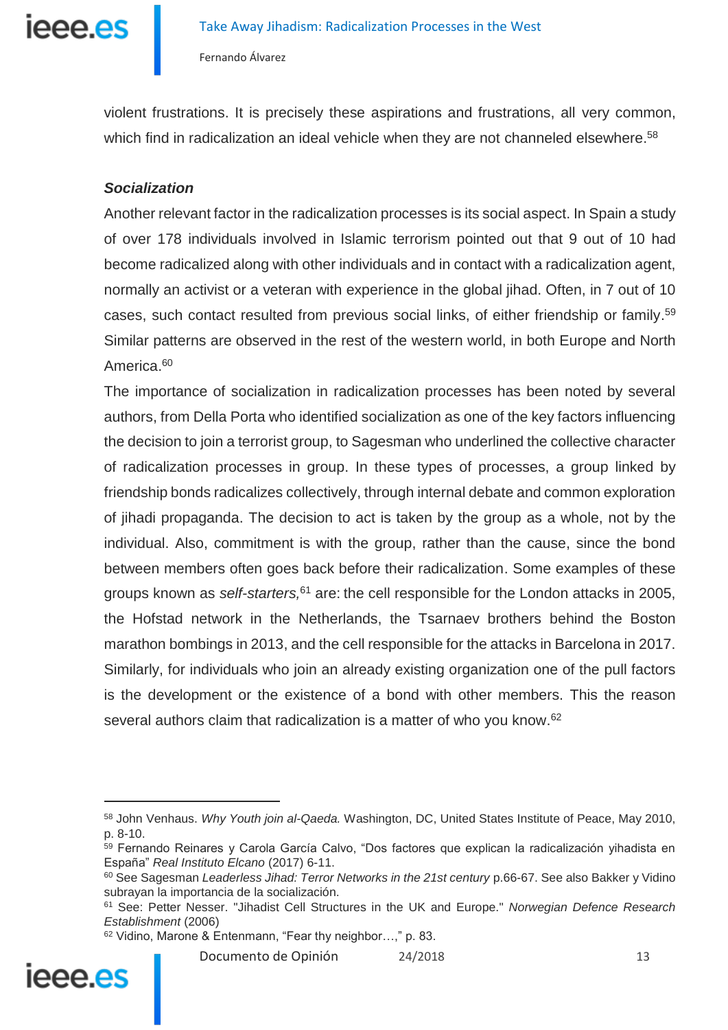violent frustrations. It is precisely these aspirations and frustrations, all very common, which find in radicalization an ideal vehicle when they are not channeled elsewhere.[58]

***Socialization***

Another relevant factor in the radicalization processes is its social aspect. In Spain a study of over 178 individuals involved in Islamic terrorism pointed out that 9 out of 10 had become radicalized along with other individuals and in contact with a radicalization agent, normally an activist or a veteran with experience in the global jihad. Often, in 7 out of 10 cases, such contact resulted from previous social links, of either friendship or family.[59] Similar patterns are observed in the rest of the western world, in both Europe and North America.[60]

The importance of socialization in radicalization processes has been noted by several authors, from Della Porta who identified socialization as one of the key factors influencing the decision to join a terrorist group, to Sagesman who underlined the collective character of radicalization processes in group. In these types of processes, a group linked by friendship bonds radicalizes collectively, through internal debate and common exploration of jihadi propaganda. The decision to act is taken by the group as a whole, not by the individual. Also, commitment is with the group, rather than the cause, since the bond between members often goes back before their radicalization. Some examples of these groups known as *self-starters,*[61] are: the cell responsible for the London attacks in 2005, the Hofstad network in the Netherlands, the Tsarnaev brothers behind the Boston marathon bombings in 2013, and the cell responsible for the attacks in Barcelona in 2017. Similarly, for individuals who join an already existing organization one of the pull factors is the development or the existence of a bond with other members. This the reason several authors claim that radicalization is a matter of who you know.[62]

---

[58] John Venhaus. *Why Youth join al-Qaeda.* Washington, DC, United States Institute of Peace, May 2010, p. 8-10.

[59] Fernando Reinares y Carola García Calvo, "Dos factores que explican la radicalización yihadista en España" *Real Instituto Elcano* (2017) 6-11.

[60] See Sagesman *Leaderless Jihad: Terror Networks in the 21st century* p.66-67. See also Bakker y Vidino subrayan la importancia de la socialización.

[61] See: Petter Nesser. "Jihadist Cell Structures in the UK and Europe." *Norwegian Defence Research Establishment* (2006)

[62] Vidino, Marone & Entenmann, "Fear thy neighbor…," p. 83.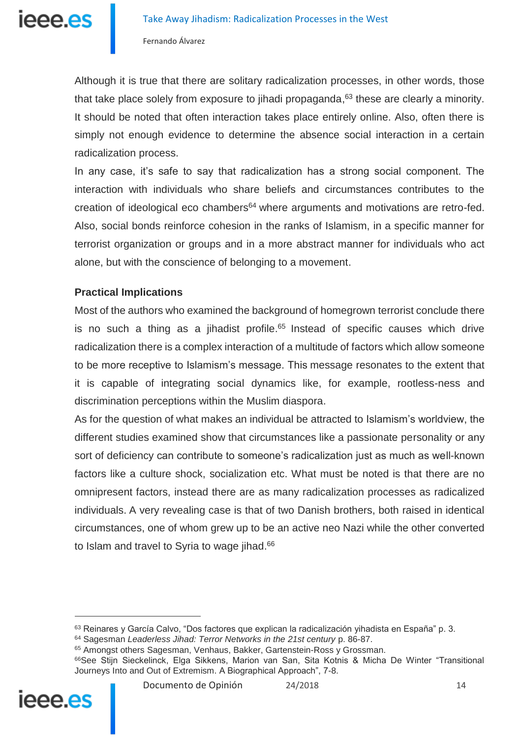Although it is true that there are solitary radicalization processes, in other words, those that take place solely from exposure to jihadi propaganda,[63] these are clearly a minority. It should be noted that often interaction takes place entirely online. Also, often there is simply not enough evidence to determine the absence social interaction in a certain radicalization process.

In any case, it's safe to say that radicalization has a strong social component. The interaction with individuals who share beliefs and circumstances contributes to the creation of ideological eco chambers[64] where arguments and motivations are retro-fed. Also, social bonds reinforce cohesion in the ranks of Islamism, in a specific manner for terrorist organization or groups and in a more abstract manner for individuals who act alone, but with the conscience of belonging to a movement.

**Practical Implications**

Most of the authors who examined the background of homegrown terrorist conclude there is no such a thing as a jihadist profile.[65] Instead of specific causes which drive radicalization there is a complex interaction of a multitude of factors which allow someone to be more receptive to Islamism's message. This message resonates to the extent that it is capable of integrating social dynamics like, for example, rootless-ness and discrimination perceptions within the Muslim diaspora.

As for the question of what makes an individual be attracted to Islamism's worldview, the different studies examined show that circumstances like a passionate personality or any sort of deficiency can contribute to someone's radicalization just as much as well-known factors like a culture shock, socialization etc. What must be noted is that there are no omnipresent factors, instead there are as many radicalization processes as radicalized individuals. A very revealing case is that of two Danish brothers, both raised in identical circumstances, one of whom grew up to be an active neo Nazi while the other converted to Islam and travel to Syria to wage jihad.[66]

---

[63] Reinares y García Calvo, "Dos factores que explican la radicalización yihadista en España" p. 3.

[64] Sagesman *Leaderless Jihad: Terror Networks in the 21st century* p. 86-87.

[65] Amongst others Sagesman, Venhaus, Bakker, Gartenstein-Ross y Grossman.

[66] See Stijn Sieckelinck, Elga Sikkens, Marion van San, Sita Kotnis & Micha De Winter "Transitional Journeys Into and Out of Extremism. A Biographical Approach", 7-8.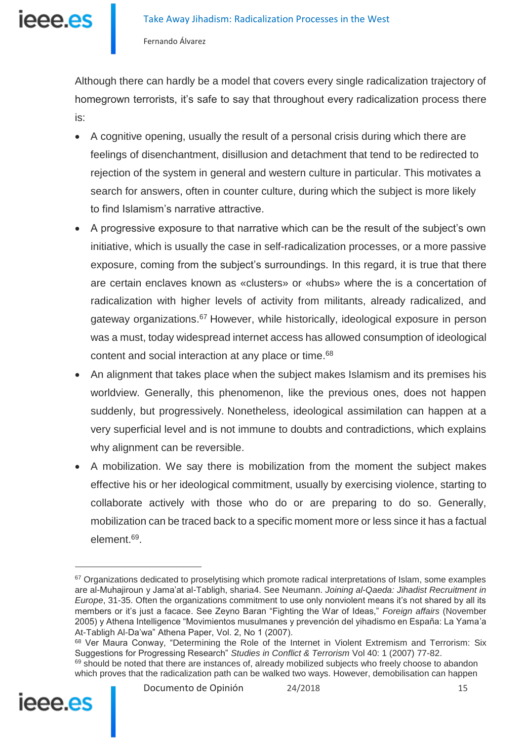Although there can hardly be a model that covers every single radicalization trajectory of homegrown terrorists, it's safe to say that throughout every radicalization process there is:

- A cognitive opening, usually the result of a personal crisis during which there are feelings of disenchantment, disillusion and detachment that tend to be redirected to rejection of the system in general and western culture in particular. This motivates a search for answers, often in counter culture, during which the subject is more likely to find Islamism's narrative attractive.
- A progressive exposure to that narrative which can be the result of the subject's own initiative, which is usually the case in self-radicalization processes, or a more passive exposure, coming from the subject's surroundings. In this regard, it is true that there are certain enclaves known as «clusters» or «hubs» where the is a concertation of radicalization with higher levels of activity from militants, already radicalized, and gateway organizations.[67] However, while historically, ideological exposure in person was a must, today widespread internet access has allowed consumption of ideological content and social interaction at any place or time.[68]
- An alignment that takes place when the subject makes Islamism and its premises his worldview. Generally, this phenomenon, like the previous ones, does not happen suddenly, but progressively. Nonetheless, ideological assimilation can happen at a very superficial level and is not immune to doubts and contradictions, which explains why alignment can be reversible.
- A mobilization. We say there is mobilization from the moment the subject makes effective his or her ideological commitment, usually by exercising violence, starting to collaborate actively with those who do or are preparing to do so. Generally, mobilization can be traced back to a specific moment more or less since it has a factual element.[69].

---

[67] Organizations dedicated to proselytising which promote radical interpretations of Islam, some examples are al-Muhajiroun y Jama'at al-Tabligh, sharia4. See Neumann. *Joining al-Qaeda: Jihadist Recruitment in Europe*, 31-35. Often the organizations commitment to use only nonviolent means it's not shared by all its members or it's just a facace. See Zeyno Baran "Fighting the War of Ideas," *Foreign affairs* (November 2005) y Athena Intelligence "Movimientos musulmanes y prevención del yihadismo en España: La Yama'a At-Tabligh Al-Da'wa" Athena Paper, Vol. 2, No 1 (2007).

[68] Ver Maura Conway, "Determining the Role of the Internet in Violent Extremism and Terrorism: Six Suggestions for Progressing Research" *Studies in Conflict & Terrorism* Vol 40: 1 (2007) 77-82.

[69] should be noted that there are instances of, already mobilized subjects who freely choose to abandon which proves that the radicalization path can be walked two ways. However, demobilisation can happen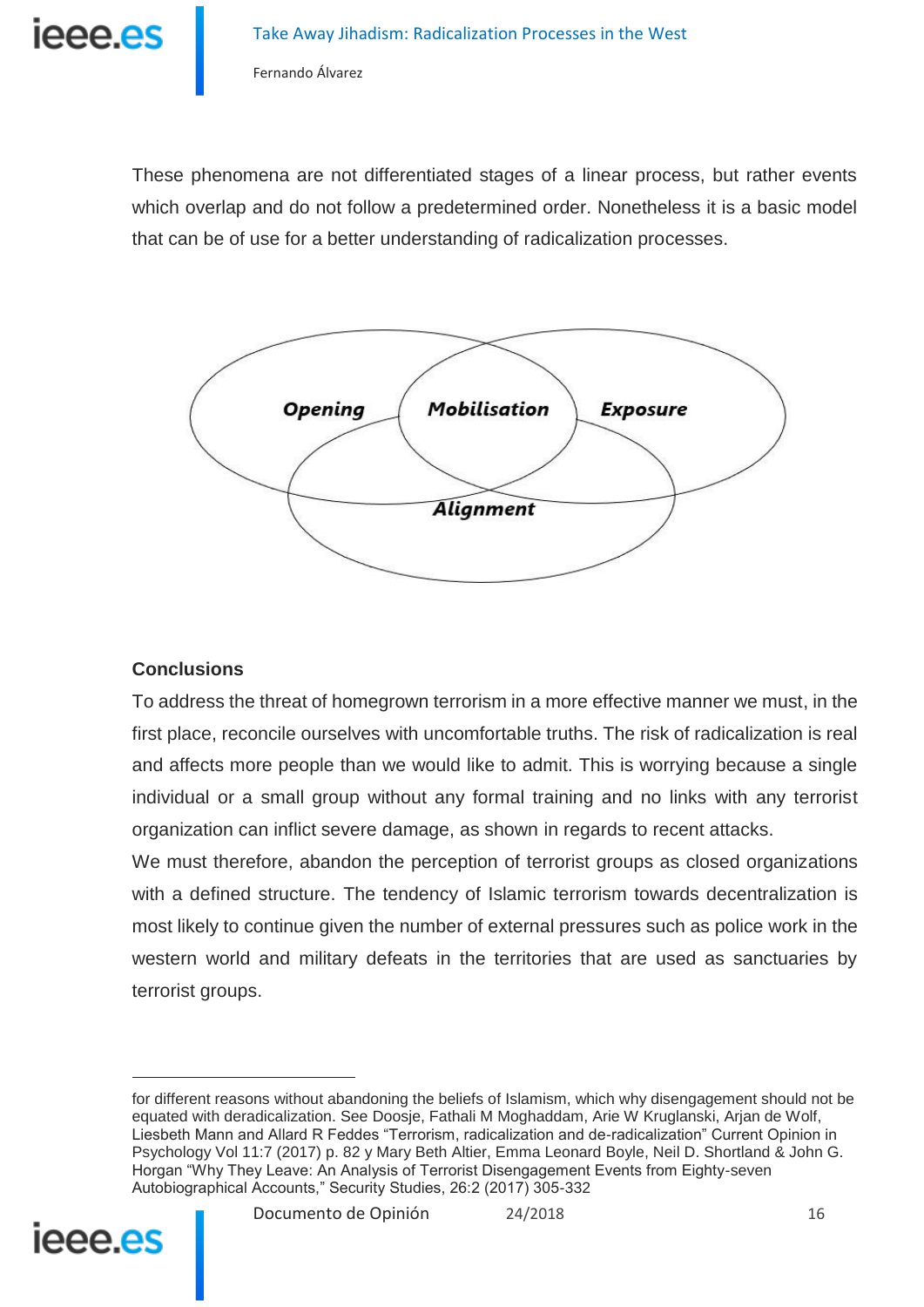These phenomena are not differentiated stages of a linear process, but rather events which overlap and do not follow a predetermined order. Nonetheless it is a basic model that can be of use for a better understanding of radicalization processes.

Opening

Mobilisation

Exposure

Alignment

### Conclusions

To address the threat of homegrown terrorism in a more effective manner we must, in the first place, reconcile ourselves with uncomfortable truths. The risk of radicalization is real and affects more people than we would like to admit. This is worrying because a single individual or a small group without any formal training and no links with any terrorist organization can inflict severe damage, as shown in regards to recent attacks.

We must therefore, abandon the perception of terrorist groups as closed organizations with a defined structure. The tendency of Islamic terrorism towards decentralization is most likely to continue given the number of external pressures such as police work in the western world and military defeats in the territories that are used as sanctuaries by terrorist groups.

---

for different reasons without abandoning the beliefs of Islamism, which why disengagement should not be equated with deradicalization. See Doosje, Fathali M Moghaddam, Arie W Kruglanski, Arjan de Wolf, Liesbeth Mann and Allard R Feddes "Terrorism, radicalization and de-radicalization" Current Opinion in Psychology Vol 11:7 (2017) p. 82 y Mary Beth Altier, Emma Leonard Boyle, Neil D. Shortland & John G. Horgan "Why They Leave: An Analysis of Terrorist Disengagement Events from Eighty-seven Autobiographical Accounts," Security Studies, 26:2 (2017) 305-332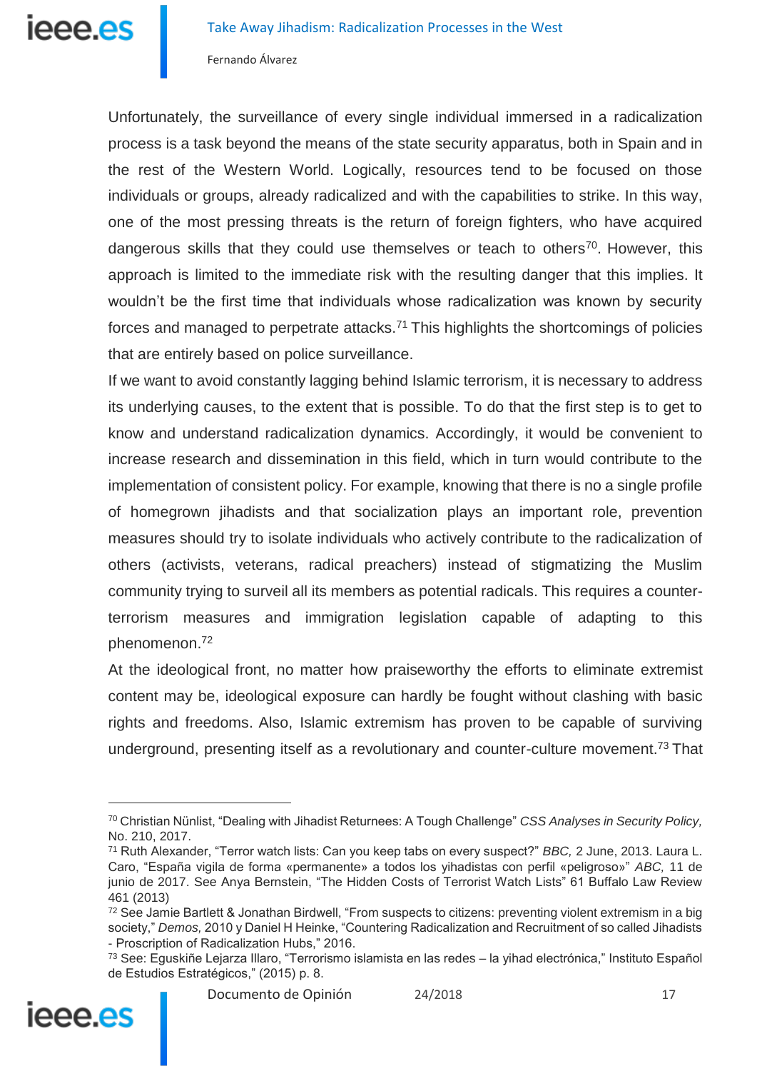Unfortunately, the surveillance of every single individual immersed in a radicalization process is a task beyond the means of the state security apparatus, both in Spain and in the rest of the Western World. Logically, resources tend to be focused on those individuals or groups, already radicalized and with the capabilities to strike. In this way, one of the most pressing threats is the return of foreign fighters, who have acquired dangerous skills that they could use themselves or teach to others[70]. However, this approach is limited to the immediate risk with the resulting danger that this implies. It wouldn't be the first time that individuals whose radicalization was known by security forces and managed to perpetrate attacks.[71] This highlights the shortcomings of policies that are entirely based on police surveillance.

If we want to avoid constantly lagging behind Islamic terrorism, it is necessary to address its underlying causes, to the extent that is possible. To do that the first step is to get to know and understand radicalization dynamics. Accordingly, it would be convenient to increase research and dissemination in this field, which in turn would contribute to the implementation of consistent policy. For example, knowing that there is no a single profile of homegrown jihadists and that socialization plays an important role, prevention measures should try to isolate individuals who actively contribute to the radicalization of others (activists, veterans, radical preachers) instead of stigmatizing the Muslim community trying to surveil all its members as potential radicals. This requires a counter-terrorism measures and immigration legislation capable of adapting to this phenomenon.[72]

At the ideological front, no matter how praiseworthy the efforts to eliminate extremist content may be, ideological exposure can hardly be fought without clashing with basic rights and freedoms. Also, Islamic extremism has proven to be capable of surviving underground, presenting itself as a revolutionary and counter-culture movement.[73] That

---

[70] Christian Nünlist, "Dealing with Jihadist Returnees: A Tough Challenge" *CSS Analyses in Security Policy,* No. 210, 2017.

[71] Ruth Alexander, "Terror watch lists: Can you keep tabs on every suspect?" *BBC,* 2 June, 2013. Laura L. Caro, "España vigila de forma «permanente» a todos los yihadistas con perfil «peligroso»" *ABC,* 11 de junio de 2017. See Anya Bernstein, "The Hidden Costs of Terrorist Watch Lists" 61 Buffalo Law Review 461 (2013)

[72] See Jamie Bartlett & Jonathan Birdwell, "From suspects to citizens: preventing violent extremism in a big society," *Demos,* 2010 y Daniel H Heinke, "Countering Radicalization and Recruitment of so called Jihadists - Proscription of Radicalization Hubs," 2016.

[73] See: Eguskiñe Lejarza Illaro, "Terrorismo islamista en las redes – la yihad electrónica," Instituto Español de Estudios Estratégicos," (2015) p. 8.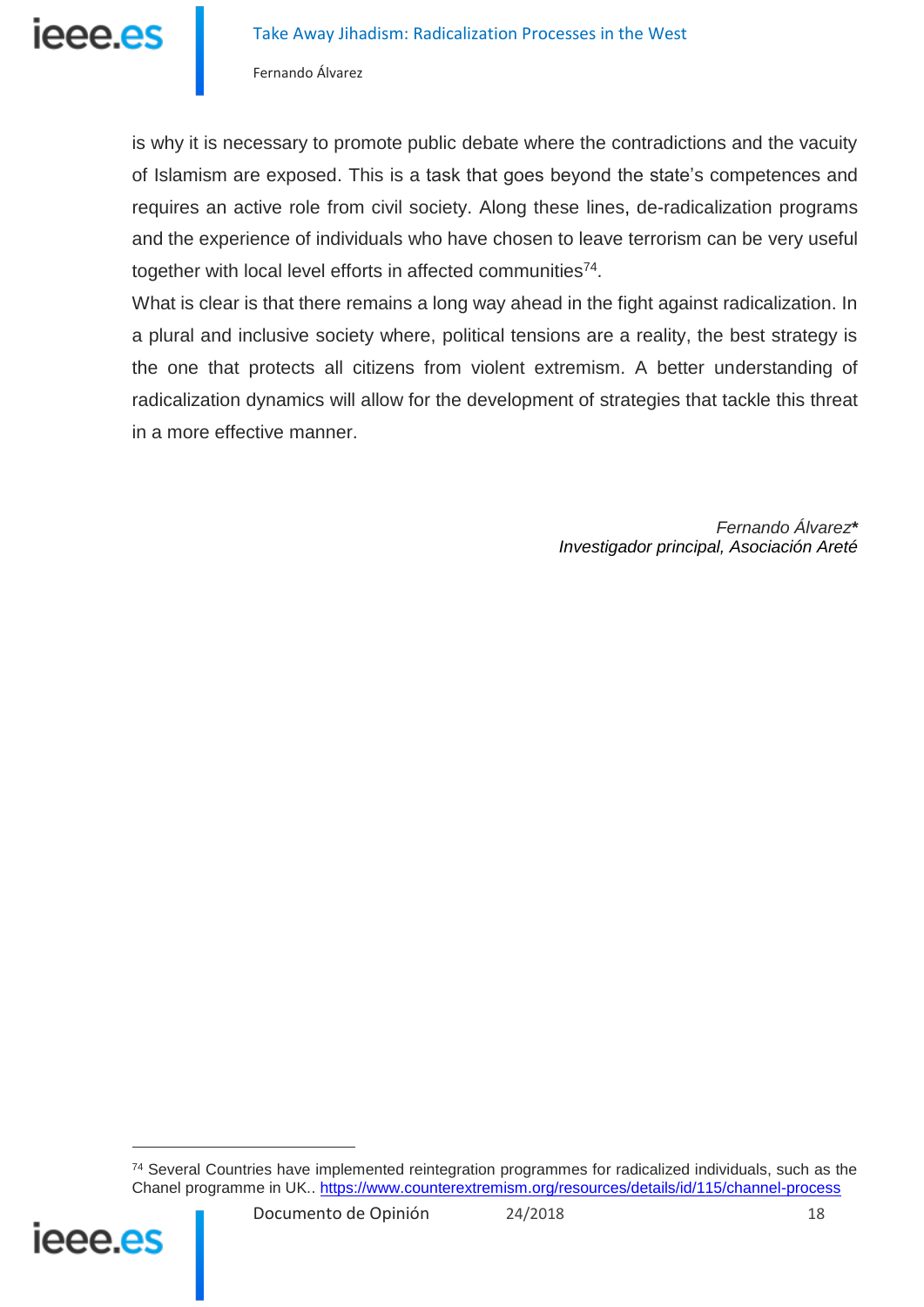is why it is necessary to promote public debate where the contradictions and the vacuity of Islamism are exposed. This is a task that goes beyond the state's competences and requires an active role from civil society. Along these lines, de-radicalization programs and the experience of individuals who have chosen to leave terrorism can be very useful together with local level efforts in affected communities[74].

What is clear is that there remains a long way ahead in the fight against radicalization. In a plural and inclusive society where, political tensions are a reality, the best strategy is the one that protects all citizens from violent extremism. A better understanding of radicalization dynamics will allow for the development of strategies that tackle this threat in a more effective manner.

*Fernando Álvarez****

*Investigador principal, Asociación Areté*

---

[74] Several Countries have implemented reintegration programmes for radicalized individuals, such as the Chanel programme in UK.. https://www.counterextremism.org/resources/details/id/115/channel-process